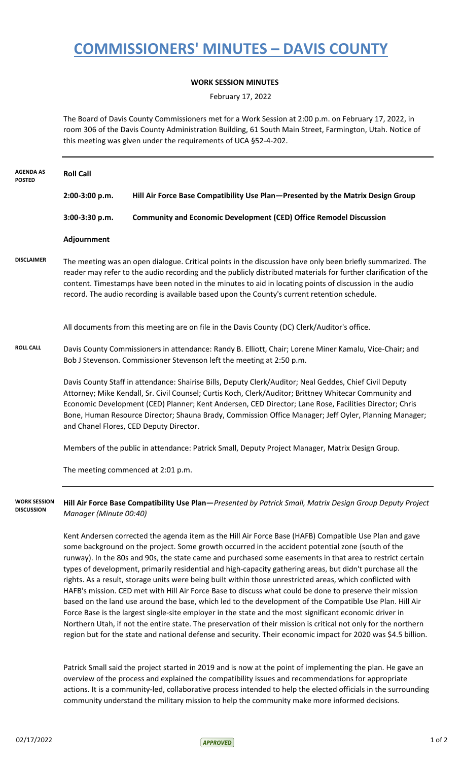# COMMISSIONERS' MINUTES – DAVIS COUNTY

**WORK SESSION MINUTES**

February 17, 2022

The Board of Davis County Commissioners met for a Work Session at 2:00 p.m. on February 17, 2022, in room 306 of the Davis County Administration Building, 61 South Main Street, Farmington, Utah. Notice of this meeting was given under the requirements of UCA §52-4-202.

---

**AGENDA AS POSTED**

**Roll Call**

| | |
|---|---|
| **2:00-3:00 p.m.** | **Hill Air Force Base Compatibility Use Plan—Presented by the Matrix Design Group** |
| **3:00-3:30 p.m.** | **Community and Economic Development (CED) Office Remodel Discussion** |

**Adjournment**

**DISCLAIMER**

The meeting was an open dialogue. Critical points in the discussion have only been briefly summarized. The reader may refer to the audio recording and the publicly distributed materials for further clarification of the content. Timestamps have been noted in the minutes to aid in locating points of discussion in the audio record. The audio recording is available based upon the County's current retention schedule.

All documents from this meeting are on file in the Davis County (DC) Clerk/Auditor's office.

**ROLL CALL**

Davis County Commissioners in attendance: Randy B. Elliott, Chair; Lorene Miner Kamalu, Vice-Chair; and Bob J Stevenson. Commissioner Stevenson left the meeting at 2:50 p.m.

Davis County Staff in attendance: Shairise Bills, Deputy Clerk/Auditor; Neal Geddes, Chief Civil Deputy Attorney; Mike Kendall, Sr. Civil Counsel; Curtis Koch, Clerk/Auditor; Brittney Whitecar Community and Economic Development (CED) Planner; Kent Andersen, CED Director; Lane Rose, Facilities Director; Chris Bone, Human Resource Director; Shauna Brady, Commission Office Manager; Jeff Oyler, Planning Manager; and Chanel Flores, CED Deputy Director.

Members of the public in attendance: Patrick Small, Deputy Project Manager, Matrix Design Group.

The meeting commenced at 2:01 p.m.

---

**WORK SESSION DISCUSSION**

**Hill Air Force Base Compatibility Use Plan—***Presented by Patrick Small, Matrix Design Group Deputy Project Manager (Minute 00:40)*

Kent Andersen corrected the agenda item as the Hill Air Force Base (HAFB) Compatible Use Plan and gave some background on the project. Some growth occurred in the accident potential zone (south of the runway). In the 80s and 90s, the state came and purchased some easements in that area to restrict certain types of development, primarily residential and high-capacity gathering areas, but didn't purchase all the rights. As a result, storage units were being built within those unrestricted areas, which conflicted with HAFB's mission. CED met with Hill Air Force Base to discuss what could be done to preserve their mission based on the land use around the base, which led to the development of the Compatible Use Plan. Hill Air Force Base is the largest single-site employer in the state and the most significant economic driver in Northern Utah, if not the entire state. The preservation of their mission is critical not only for the northern region but for the state and national defense and security. Their economic impact for 2020 was $4.5 billion.

Patrick Small said the project started in 2019 and is now at the point of implementing the plan. He gave an overview of the process and explained the compatibility issues and recommendations for appropriate actions. It is a community-led, collaborative process intended to help the elected officials in the surrounding community understand the military mission to help the community make more informed decisions.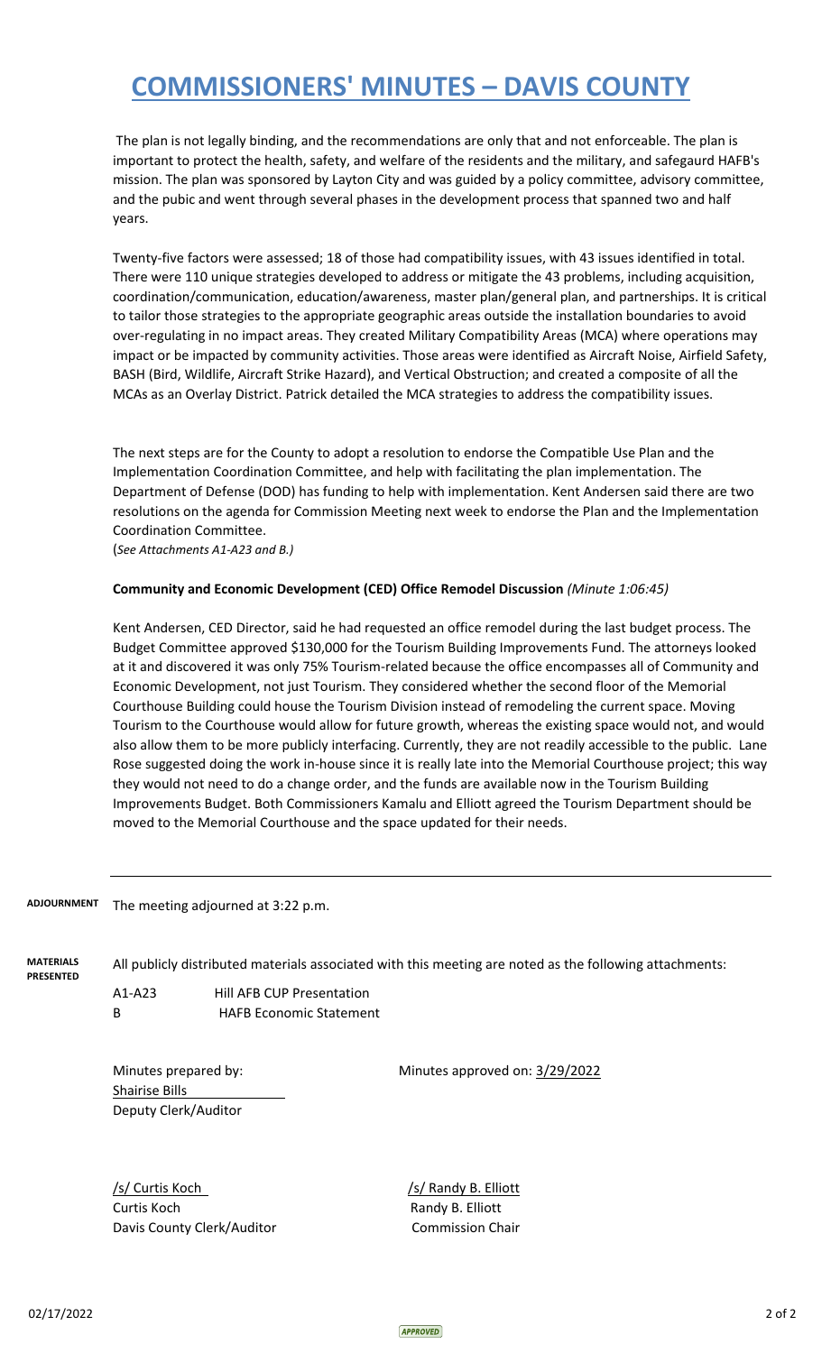# COMMISSIONERS' MINUTES – DAVIS COUNTY

The plan is not legally binding, and the recommendations are only that and not enforceable. The plan is important to protect the health, safety, and welfare of the residents and the military, and safegaurd HAFB's mission. The plan was sponsored by Layton City and was guided by a policy committee, advisory committee, and the pubic and went through several phases in the development process that spanned two and half years.

Twenty-five factors were assessed; 18 of those had compatibility issues, with 43 issues identified in total. There were 110 unique strategies developed to address or mitigate the 43 problems, including acquisition, coordination/communication, education/awareness, master plan/general plan, and partnerships. It is critical to tailor those strategies to the appropriate geographic areas outside the installation boundaries to avoid over-regulating in no impact areas. They created Military Compatibility Areas (MCA) where operations may impact or be impacted by community activities. Those areas were identified as Aircraft Noise, Airfield Safety, BASH (Bird, Wildlife, Aircraft Strike Hazard), and Vertical Obstruction; and created a composite of all the MCAs as an Overlay District. Patrick detailed the MCA strategies to address the compatibility issues.

The next steps are for the County to adopt a resolution to endorse the Compatible Use Plan and the Implementation Coordination Committee, and help with facilitating the plan implementation. The Department of Defense (DOD) has funding to help with implementation. Kent Andersen said there are two resolutions on the agenda for Commission Meeting next week to endorse the Plan and the Implementation Coordination Committee.

(*See Attachments A1-A23 and B.)*

**Community and Economic Development (CED) Office Remodel Discussion** *(Minute 1:06:45)*

Kent Andersen, CED Director, said he had requested an office remodel during the last budget process. The Budget Committee approved $130,000 for the Tourism Building Improvements Fund. The attorneys looked at it and discovered it was only 75% Tourism-related because the office encompasses all of Community and Economic Development, not just Tourism. They considered whether the second floor of the Memorial Courthouse Building could house the Tourism Division instead of remodeling the current space. Moving Tourism to the Courthouse would allow for future growth, whereas the existing space would not, and would also allow them to be more publicly interfacing. Currently, they are not readily accessible to the public. Lane Rose suggested doing the work in-house since it is really late into the Memorial Courthouse project; this way they would not need to do a change order, and the funds are available now in the Tourism Building Improvements Budget. Both Commissioners Kamalu and Elliott agreed the Tourism Department should be moved to the Memorial Courthouse and the space updated for their needs.

---

**ADJOURNMENT** The meeting adjourned at 3:22 p.m.

**MATERIALS PRESENTED** All publicly distributed materials associated with this meeting are noted as the following attachments:

| | |
|---|---|
| A1-A23 | Hill AFB CUP Presentation |
| B | HAFB Economic Statement |

Minutes prepared by: Shairise Bills, Deputy Clerk/Auditor

Minutes approved on: 3/29/2022

/s/ Curtis Koch
Curtis Koch
Davis County Clerk/Auditor

/s/ Randy B. Elliott
Randy B. Elliott
Commission Chair

APPROVED